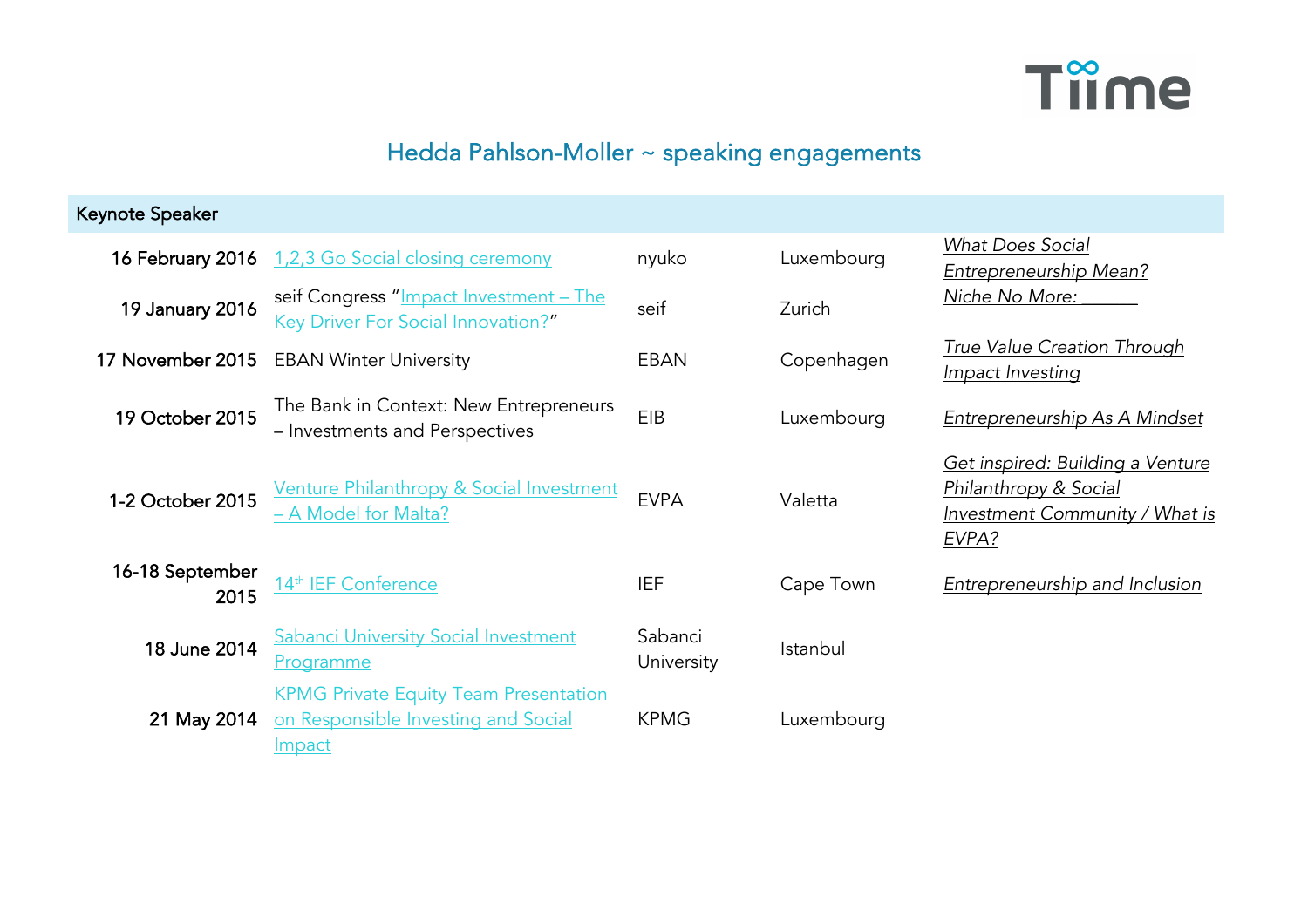Tiime

# Hedda Pahlson-Moller ~ speaking engagements

| Keynote Speaker | | | | |
|---|---|---|---|---|
| 16 February 2016 | 1,2,3 Go Social closing ceremony | nyuko | Luxembourg | *What Does Social Entrepreneurship Mean?* |
| 19 January 2016 | seif Congress "Impact Investment – The Key Driver For Social Innovation?" | seif | Zurich | *Niche No More: ______* |
| 17 November 2015 | EBAN Winter University | EBAN | Copenhagen | *True Value Creation Through Impact Investing* |
| 19 October 2015 | The Bank in Context: New Entrepreneurs – Investments and Perspectives | EIB | Luxembourg | *Entrepreneurship As A Mindset* |
| 1-2 October 2015 | Venture Philanthropy & Social Investment – A Model for Malta? | EVPA | Valetta | *Get inspired: Building a Venture Philanthropy & Social Investment Community / What is EVPA?* |
| 16-18 September 2015 | 14th IEF Conference | IEF | Cape Town | *Entrepreneurship and Inclusion* |
| 18 June 2014 | Sabanci University Social Investment Programme | Sabanci University | Istanbul | |
| 21 May 2014 | KPMG Private Equity Team Presentation on Responsible Investing and Social Impact | KPMG | Luxembourg | |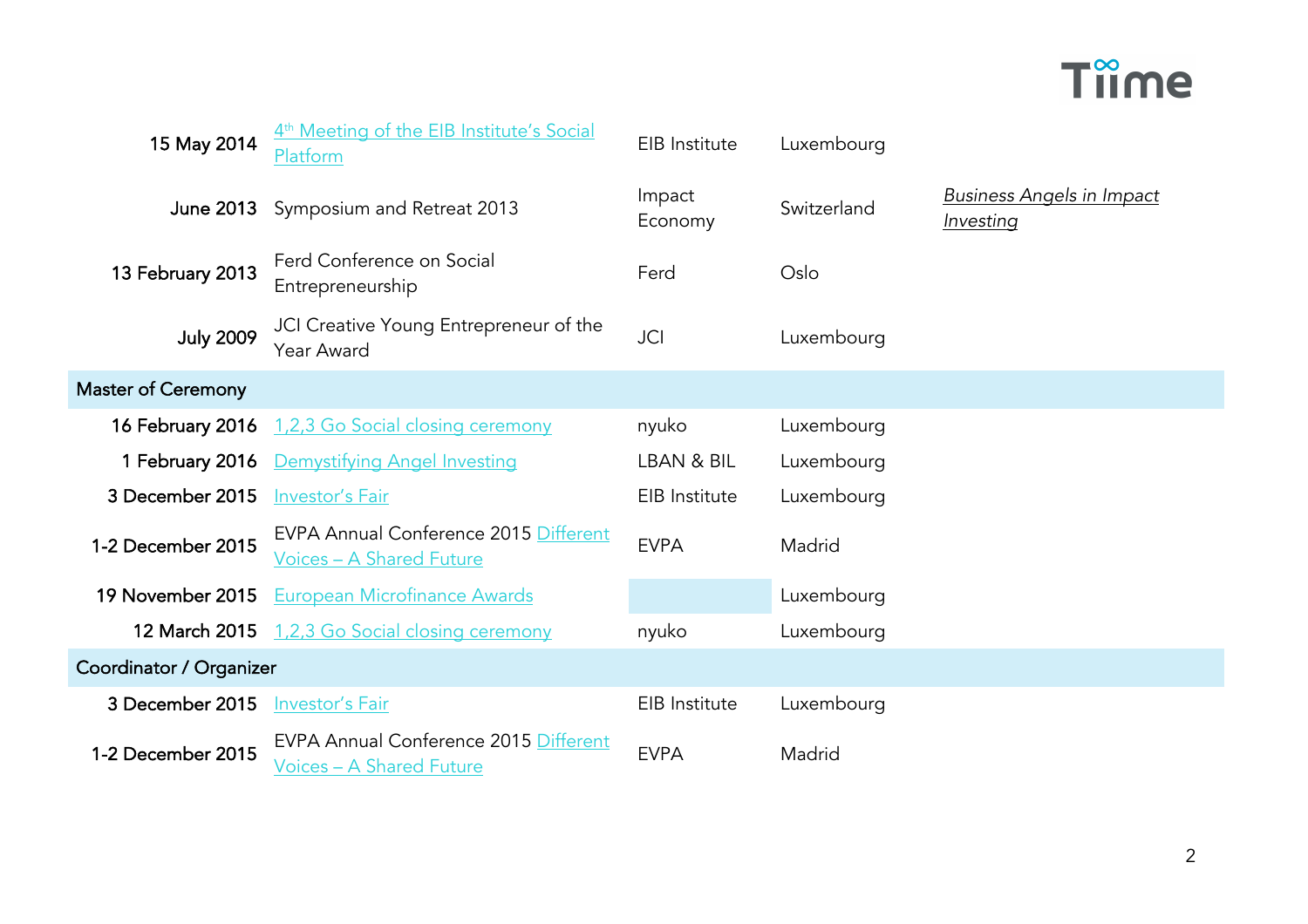| | | | | |
|---|---|---|---|---|
| 15 May 2014 | 4th Meeting of the EIB Institute's Social Platform | EIB Institute | Luxembourg | |
| June 2013 | Symposium and Retreat 2013 | Impact Economy | Switzerland | *Business Angels in Impact Investing* |
| 13 February 2013 | Ferd Conference on Social Entrepreneurship | Ferd | Oslo | |
| July 2009 | JCI Creative Young Entrepreneur of the Year Award | JCI | Luxembourg | |
| **Master of Ceremony** | | | | |
| 16 February 2016 | 1,2,3 Go Social closing ceremony | nyuko | Luxembourg | |
| 1 February 2016 | Demystifying Angel Investing | LBAN & BIL | Luxembourg | |
| 3 December 2015 | Investor's Fair | EIB Institute | Luxembourg | |
| 1-2 December 2015 | EVPA Annual Conference 2015 Different Voices – A Shared Future | EVPA | Madrid | |
| 19 November 2015 | European Microfinance Awards | | Luxembourg | |
| 12 March 2015 | 1,2,3 Go Social closing ceremony | nyuko | Luxembourg | |
| **Coordinator / Organizer** | | | | |
| 3 December 2015 | Investor's Fair | EIB Institute | Luxembourg | |
| 1-2 December 2015 | EVPA Annual Conference 2015 Different Voices – A Shared Future | EVPA | Madrid | |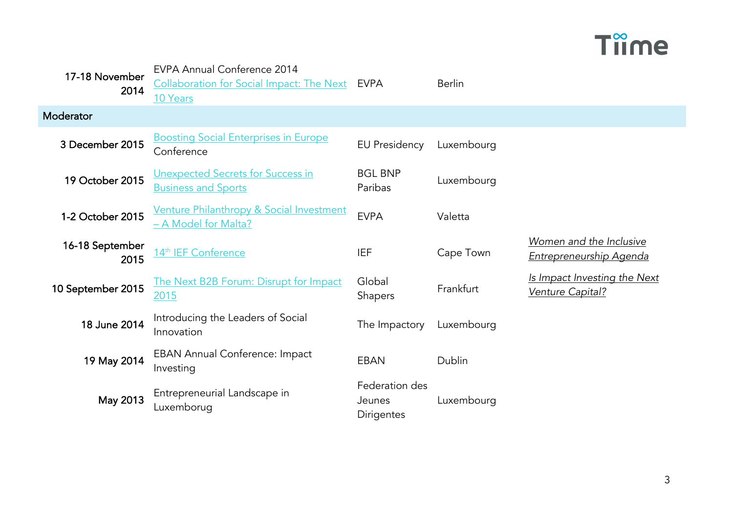| | | | | |
|---|---|---|---|---|
| **17-18 November 2014** | EVPA Annual Conference 2014 Collaboration for Social Impact: The Next 10 Years | EVPA | Berlin | |
| **Moderator** | | | | |
| **3 December 2015** | Boosting Social Enterprises in Europe Conference | EU Presidency | Luxembourg | |
| **19 October 2015** | Unexpected Secrets for Success in Business and Sports | BGL BNP Paribas | Luxembourg | |
| **1-2 October 2015** | Venture Philanthropy & Social Investment – A Model for Malta? | EVPA | Valetta | |
| **16-18 September 2015** | 14th IEF Conference | IEF | Cape Town | *Women and the Inclusive Entrepreneurship Agenda* |
| **10 September 2015** | The Next B2B Forum: Disrupt for Impact 2015 | Global Shapers | Frankfurt | *Is Impact Investing the Next Venture Capital?* |
| **18 June 2014** | Introducing the Leaders of Social Innovation | The Impactory | Luxembourg | |
| **19 May 2014** | EBAN Annual Conference: Impact Investing | EBAN | Dublin | |
| **May 2013** | Entrepreneurial Landscape in Luxemborug | Federation des Jeunes Dirigentes | Luxembourg | |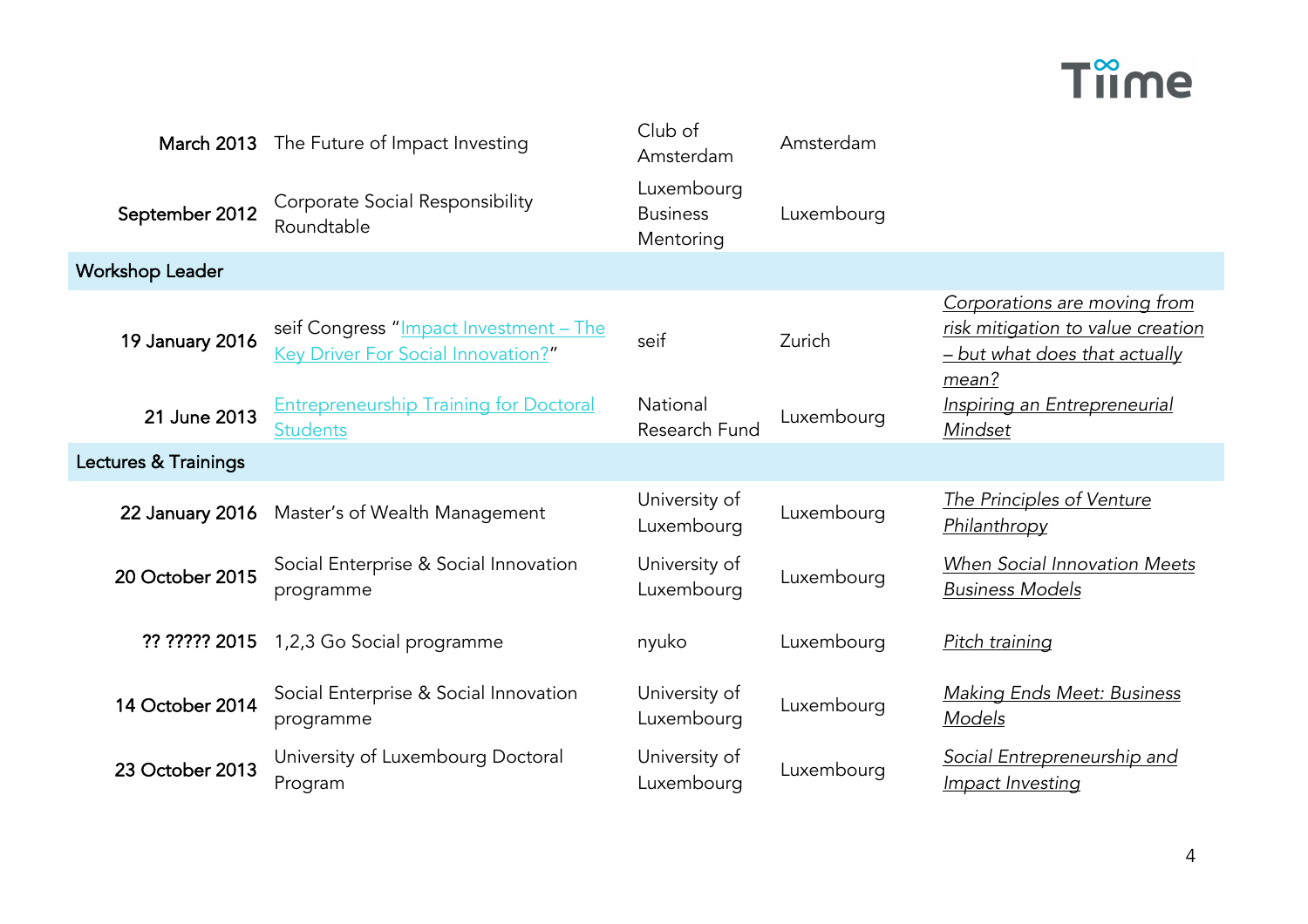| | | | | |
|---|---|---|---|---|
| **March 2013** | The Future of Impact Investing | Club of Amsterdam | Amsterdam | |
| **September 2012** | Corporate Social Responsibility Roundtable | Luxembourg Business Mentoring | Luxembourg | |
| **Workshop Leader** | | | | |
| **19 January 2016** | seif Congress "[Impact Investment – The Key Driver For Social Innovation?]" | seif | Zurich | *Corporations are moving from risk mitigation to value creation – but what does that actually mean?* |
| **21 June 2013** | [Entrepreneurship Training for Doctoral Students] | National Research Fund | Luxembourg | *Inspiring an Entrepreneurial Mindset* |
| **Lectures & Trainings** | | | | |
| **22 January 2016** | Master's of Wealth Management | University of Luxembourg | Luxembourg | *The Principles of Venture Philanthropy* |
| **20 October 2015** | Social Enterprise & Social Innovation programme | University of Luxembourg | Luxembourg | *When Social Innovation Meets Business Models* |
| **?? ????? 2015** | 1,2,3 Go Social programme | nyuko | Luxembourg | *Pitch training* |
| **14 October 2014** | Social Enterprise & Social Innovation programme | University of Luxembourg | Luxembourg | *Making Ends Meet: Business Models* |
| **23 October 2013** | University of Luxembourg Doctoral Program | University of Luxembourg | Luxembourg | *Social Entrepreneurship and Impact Investing* |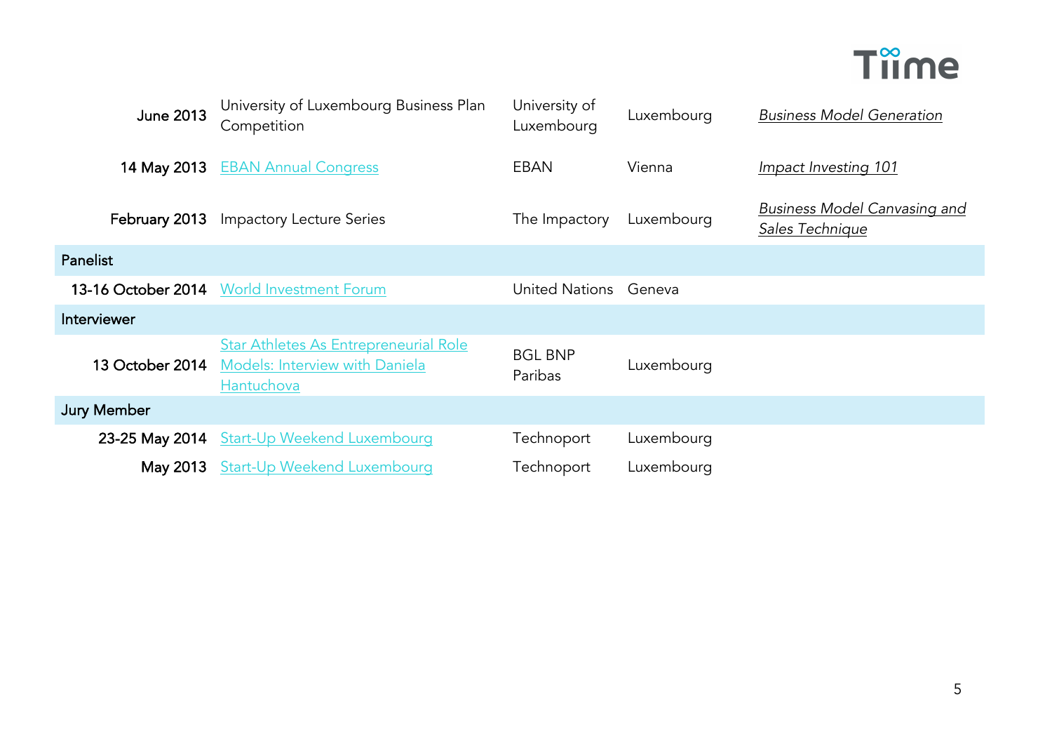| | | | | |
|---|---|---|---|---|
| **June 2013** | University of Luxembourg Business Plan Competition | University of Luxembourg | Luxembourg | *Business Model Generation* |
| **14 May 2013** | EBAN Annual Congress | EBAN | Vienna | *Impact Investing 101* |
| **February 2013** | Impactory Lecture Series | The Impactory | Luxembourg | *Business Model Canvasing and Sales Technique* |
| **Panelist** | | | | |
| **13-16 October 2014** | World Investment Forum | United Nations | Geneva | |
| **Interviewer** | | | | |
| **13 October 2014** | Star Athletes As Entrepreneurial Role Models: Interview with Daniela Hantuchova | BGL BNP Paribas | Luxembourg | |
| **Jury Member** | | | | |
| **23-25 May 2014** | Start-Up Weekend Luxembourg | Technoport | Luxembourg | |
| **May 2013** | Start-Up Weekend Luxembourg | Technoport | Luxembourg | |